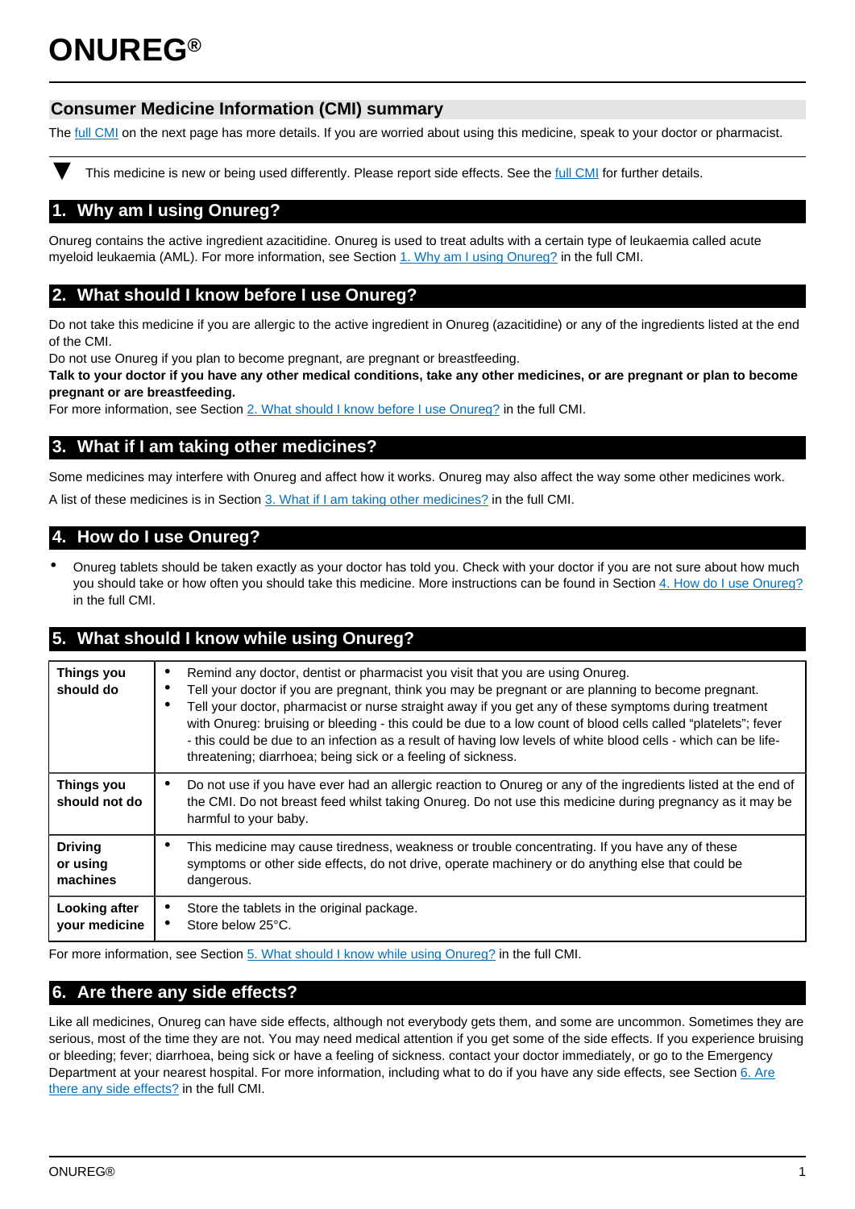# ONUREG®

## Consumer Medicine Information (CMI) summary

The full CMI on the next page has more details. If you are worried about using this medicine, speak to your doctor or pharmacist.

▼ This medicine is new or being used differently. Please report side effects. See the full CMI for further details.

## 1. Why am I using Onureg?

Onureg contains the active ingredient azacitidine. Onureg is used to treat adults with a certain type of leukaemia called acute myeloid leukaemia (AML). For more information, see Section 1. Why am I using Onureg? in the full CMI.

## 2. What should I know before I use Onureg?

Do not take this medicine if you are allergic to the active ingredient in Onureg (azacitidine) or any of the ingredients listed at the end of the CMI.

Do not use Onureg if you plan to become pregnant, are pregnant or breastfeeding.

**Talk to your doctor if you have any other medical conditions, take any other medicines, or are pregnant or plan to become pregnant or are breastfeeding.**

For more information, see Section 2. What should I know before I use Onureg? in the full CMI.

## 3. What if I am taking other medicines?

Some medicines may interfere with Onureg and affect how it works. Onureg may also affect the way some other medicines work.

A list of these medicines is in Section 3. What if I am taking other medicines? in the full CMI.

## 4. How do I use Onureg?

- Onureg tablets should be taken exactly as your doctor has told you. Check with your doctor if you are not sure about how much you should take or how often you should take this medicine. More instructions can be found in Section 4. How do I use Onureg? in the full CMI.

## 5. What should I know while using Onureg?

| | |
|---|---|
| **Things you should do** | • Remind any doctor, dentist or pharmacist you visit that you are using Onureg.<br>• Tell your doctor if you are pregnant, think you may be pregnant or are planning to become pregnant.<br>• Tell your doctor, pharmacist or nurse straight away if you get any of these symptoms during treatment with Onureg: bruising or bleeding - this could be due to a low count of blood cells called "platelets"; fever - this could be due to an infection as a result of having low levels of white blood cells - which can be life-threatening; diarrhoea; being sick or a feeling of sickness. |
| **Things you should not do** | • Do not use if you have ever had an allergic reaction to Onureg or any of the ingredients listed at the end of the CMI. Do not breast feed whilst taking Onureg. Do not use this medicine during pregnancy as it may be harmful to your baby. |
| **Driving or using machines** | • This medicine may cause tiredness, weakness or trouble concentrating. If you have any of these symptoms or other side effects, do not drive, operate machinery or do anything else that could be dangerous. |
| **Looking after your medicine** | • Store the tablets in the original package.<br>• Store below 25°C. |

For more information, see Section 5. What should I know while using Onureg? in the full CMI.

## 6. Are there any side effects?

Like all medicines, Onureg can have side effects, although not everybody gets them, and some are uncommon. Sometimes they are serious, most of the time they are not. You may need medical attention if you get some of the side effects. If you experience bruising or bleeding; fever; diarrhoea, being sick or have a feeling of sickness. contact your doctor immediately, or go to the Emergency Department at your nearest hospital. For more information, including what to do if you have any side effects, see Section 6. Are there any side effects? in the full CMI.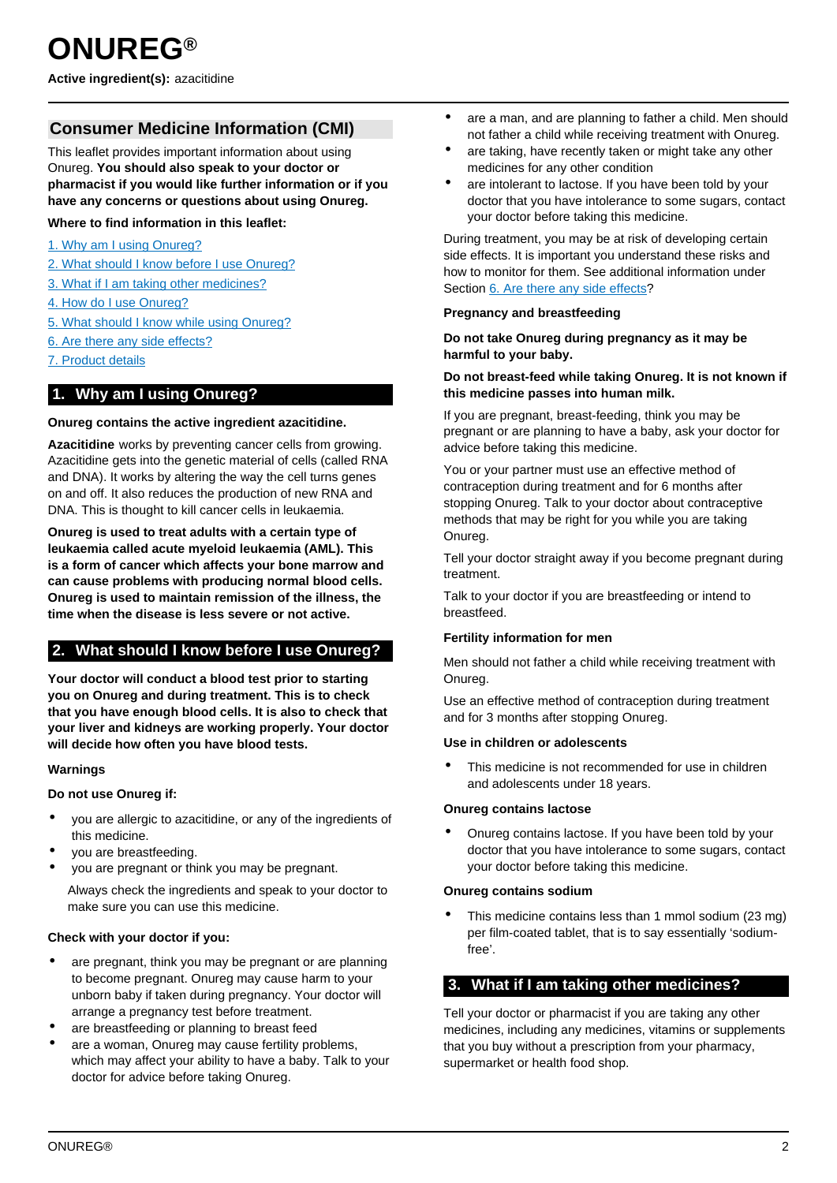# ONUREG®

**Active ingredient(s):** azacitidine

## Consumer Medicine Information (CMI)

This leaflet provides important information about using Onureg. **You should also speak to your doctor or pharmacist if you would like further information or if you have any concerns or questions about using Onureg.**

**Where to find information in this leaflet:**

1. Why am I using Onureg?
2. What should I know before I use Onureg?
3. What if I am taking other medicines?
4. How do I use Onureg?
5. What should I know while using Onureg?
6. Are there any side effects?
7. Product details

## 1. Why am I using Onureg?

**Onureg contains the active ingredient azacitidine.**

**Azacitidine** works by preventing cancer cells from growing. Azacitidine gets into the genetic material of cells (called RNA and DNA). It works by altering the way the cell turns genes on and off. It also reduces the production of new RNA and DNA. This is thought to kill cancer cells in leukaemia.

**Onureg is used to treat adults with a certain type of leukaemia called acute myeloid leukaemia (AML). This is a form of cancer which affects your bone marrow and can cause problems with producing normal blood cells. Onureg is used to maintain remission of the illness, the time when the disease is less severe or not active.**

## 2. What should I know before I use Onureg?

**Your doctor will conduct a blood test prior to starting you on Onureg and during treatment. This is to check that you have enough blood cells. It is also to check that your liver and kidneys are working properly. Your doctor will decide how often you have blood tests.**

**Warnings**

**Do not use Onureg if:**

- you are allergic to azacitidine, or any of the ingredients of this medicine.
- you are breastfeeding.
- you are pregnant or think you may be pregnant.

Always check the ingredients and speak to your doctor to make sure you can use this medicine.

**Check with your doctor if you:**

- are pregnant, think you may be pregnant or are planning to become pregnant. Onureg may cause harm to your unborn baby if taken during pregnancy. Your doctor will arrange a pregnancy test before treatment.
- are breastfeeding or planning to breast feed
- are a woman, Onureg may cause fertility problems, which may affect your ability to have a baby. Talk to your doctor for advice before taking Onureg.
- are a man, and are planning to father a child. Men should not father a child while receiving treatment with Onureg.
- are taking, have recently taken or might take any other medicines for any other condition
- are intolerant to lactose. If you have been told by your doctor that you have intolerance to some sugars, contact your doctor before taking this medicine.

During treatment, you may be at risk of developing certain side effects. It is important you understand these risks and how to monitor for them. See additional information under Section 6. Are there any side effects?

**Pregnancy and breastfeeding**

**Do not take Onureg during pregnancy as it may be harmful to your baby.**

**Do not breast-feed while taking Onureg. It is not known if this medicine passes into human milk.**

If you are pregnant, breast-feeding, think you may be pregnant or are planning to have a baby, ask your doctor for advice before taking this medicine.

You or your partner must use an effective method of contraception during treatment and for 6 months after stopping Onureg. Talk to your doctor about contraceptive methods that may be right for you while you are taking Onureg.

Tell your doctor straight away if you become pregnant during treatment.

Talk to your doctor if you are breastfeeding or intend to breastfeed.

**Fertility information for men**

Men should not father a child while receiving treatment with Onureg.

Use an effective method of contraception during treatment and for 3 months after stopping Onureg.

**Use in children or adolescents**

- This medicine is not recommended for use in children and adolescents under 18 years.

**Onureg contains lactose**

- Onureg contains lactose. If you have been told by your doctor that you have intolerance to some sugars, contact your doctor before taking this medicine.

**Onureg contains sodium**

- This medicine contains less than 1 mmol sodium (23 mg) per film-coated tablet, that is to say essentially 'sodium-free'.

## 3. What if I am taking other medicines?

Tell your doctor or pharmacist if you are taking any other medicines, including any medicines, vitamins or supplements that you buy without a prescription from your pharmacy, supermarket or health food shop.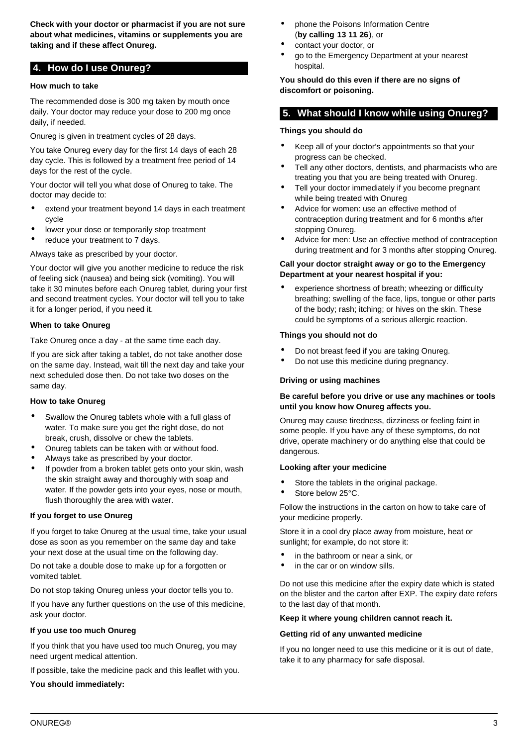**Check with your doctor or pharmacist if you are not sure about what medicines, vitamins or supplements you are taking and if these affect Onureg.**

## 4. How do I use Onureg?

**How much to take**

The recommended dose is 300 mg taken by mouth once daily. Your doctor may reduce your dose to 200 mg once daily, if needed.

Onureg is given in treatment cycles of 28 days.

You take Onureg every day for the first 14 days of each 28 day cycle. This is followed by a treatment free period of 14 days for the rest of the cycle.

Your doctor will tell you what dose of Onureg to take. The doctor may decide to:

- extend your treatment beyond 14 days in each treatment cycle
- lower your dose or temporarily stop treatment
- reduce your treatment to 7 days.

Always take as prescribed by your doctor.

Your doctor will give you another medicine to reduce the risk of feeling sick (nausea) and being sick (vomiting). You will take it 30 minutes before each Onureg tablet, during your first and second treatment cycles. Your doctor will tell you to take it for a longer period, if you need it.

**When to take Onureg**

Take Onureg once a day - at the same time each day.

If you are sick after taking a tablet, do not take another dose on the same day. Instead, wait till the next day and take your next scheduled dose then. Do not take two doses on the same day.

**How to take Onureg**

- Swallow the Onureg tablets whole with a full glass of water. To make sure you get the right dose, do not break, crush, dissolve or chew the tablets.
- Onureg tablets can be taken with or without food.
- Always take as prescribed by your doctor.
- If powder from a broken tablet gets onto your skin, wash the skin straight away and thoroughly with soap and water. If the powder gets into your eyes, nose or mouth, flush thoroughly the area with water.

**If you forget to use Onureg**

If you forget to take Onureg at the usual time, take your usual dose as soon as you remember on the same day and take your next dose at the usual time on the following day.

Do not take a double dose to make up for a forgotten or vomited tablet.

Do not stop taking Onureg unless your doctor tells you to.

If you have any further questions on the use of this medicine, ask your doctor.

**If you use too much Onureg**

If you think that you have used too much Onureg, you may need urgent medical attention.

If possible, take the medicine pack and this leaflet with you.

**You should immediately:**

- phone the Poisons Information Centre (**by calling 13 11 26**), or
- contact your doctor, or
- go to the Emergency Department at your nearest hospital.

**You should do this even if there are no signs of discomfort or poisoning.**

## 5. What should I know while using Onureg?

**Things you should do**

- Keep all of your doctor's appointments so that your progress can be checked.
- Tell any other doctors, dentists, and pharmacists who are treating you that you are being treated with Onureg.
- Tell your doctor immediately if you become pregnant while being treated with Onureg
- Advice for women: use an effective method of contraception during treatment and for 6 months after stopping Onureg.
- Advice for men: Use an effective method of contraception during treatment and for 3 months after stopping Onureg.

**Call your doctor straight away or go to the Emergency Department at your nearest hospital if you:**

- experience shortness of breath; wheezing or difficulty breathing; swelling of the face, lips, tongue or other parts of the body; rash; itching; or hives on the skin. These could be symptoms of a serious allergic reaction.

**Things you should not do**

- Do not breast feed if you are taking Onureg.
- Do not use this medicine during pregnancy.

**Driving or using machines**

**Be careful before you drive or use any machines or tools until you know how Onureg affects you.**

Onureg may cause tiredness, dizziness or feeling faint in some people. If you have any of these symptoms, do not drive, operate machinery or do anything else that could be dangerous.

**Looking after your medicine**

- Store the tablets in the original package.
- Store below 25°C.

Follow the instructions in the carton on how to take care of your medicine properly.

Store it in a cool dry place away from moisture, heat or sunlight; for example, do not store it:

- in the bathroom or near a sink, or
- in the car or on window sills.

Do not use this medicine after the expiry date which is stated on the blister and the carton after EXP. The expiry date refers to the last day of that month.

**Keep it where young children cannot reach it.**

**Getting rid of any unwanted medicine**

If you no longer need to use this medicine or it is out of date, take it to any pharmacy for safe disposal.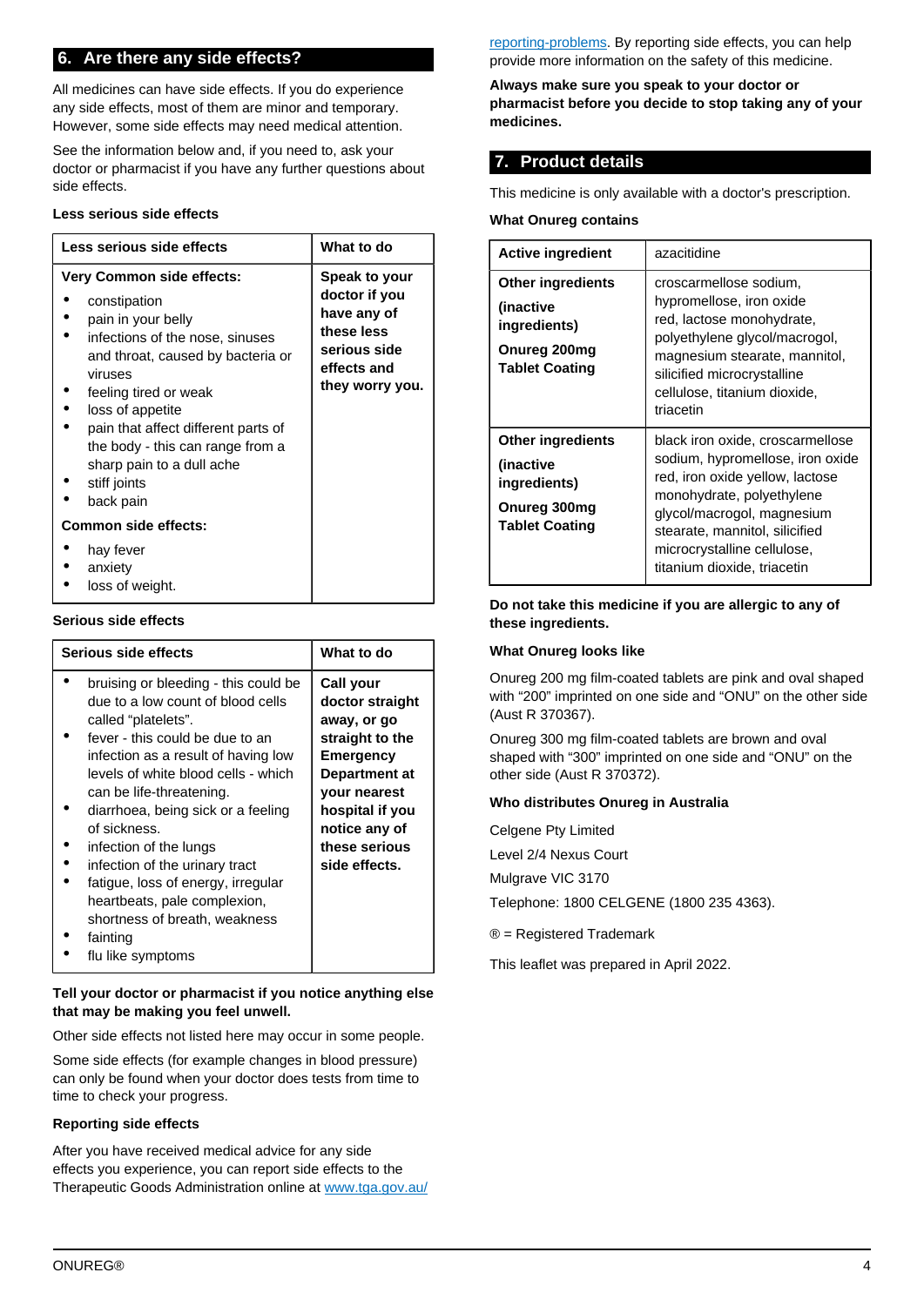## 6. Are there any side effects?

All medicines can have side effects. If you do experience any side effects, most of them are minor and temporary. However, some side effects may need medical attention.

See the information below and, if you need to, ask your doctor or pharmacist if you have any further questions about side effects.

### Less serious side effects

| Less serious side effects | What to do |
|---|---|
| **Very Common side effects:**<br>• constipation<br>• pain in your belly<br>• infections of the nose, sinuses and throat, caused by bacteria or viruses<br>• feeling tired or weak<br>• loss of appetite<br>• pain that affect different parts of the body - this can range from a sharp pain to a dull ache<br>• stiff joints<br>• back pain<br>**Common side effects:**<br>• hay fever<br>• anxiety<br>• loss of weight. | **Speak to your doctor if you have any of these less serious side effects and they worry you.** |

### Serious side effects

| Serious side effects | What to do |
|---|---|
| • bruising or bleeding - this could be due to a low count of blood cells called "platelets".<br>• fever - this could be due to an infection as a result of having low levels of white blood cells - which can be life-threatening.<br>• diarrhoea, being sick or a feeling of sickness.<br>• infection of the lungs<br>• infection of the urinary tract<br>• fatigue, loss of energy, irregular heartbeats, pale complexion, shortness of breath, weakness<br>• fainting<br>• flu like symptoms | **Call your doctor straight away, or go straight to the Emergency Department at your nearest hospital if you notice any of these serious side effects.** |

**Tell your doctor or pharmacist if you notice anything else that may be making you feel unwell.**

Other side effects not listed here may occur in some people.

Some side effects (for example changes in blood pressure) can only be found when your doctor does tests from time to time to check your progress.

### Reporting side effects

After you have received medical advice for any side effects you experience, you can report side effects to the Therapeutic Goods Administration online at www.tga.gov.au/reporting-problems. By reporting side effects, you can help provide more information on the safety of this medicine.

**Always make sure you speak to your doctor or pharmacist before you decide to stop taking any of your medicines.**

## 7. Product details

This medicine is only available with a doctor's prescription.

### What Onureg contains

| | |
|---|---|
| **Active ingredient** | azacitidine |
| **Other ingredients (inactive ingredients)**<br>**Onureg 200mg Tablet Coating** | croscarmellose sodium, hypromellose, iron oxide red, lactose monohydrate, polyethylene glycol/macrogol, magnesium stearate, mannitol, silicified microcrystalline cellulose, titanium dioxide, triacetin |
| **Other ingredients (inactive ingredients)**<br>**Onureg 300mg Tablet Coating** | black iron oxide, croscarmellose sodium, hypromellose, iron oxide red, iron oxide yellow, lactose monohydrate, polyethylene glycol/macrogol, magnesium stearate, mannitol, silicified microcrystalline cellulose, titanium dioxide, triacetin |

**Do not take this medicine if you are allergic to any of these ingredients.**

### What Onureg looks like

Onureg 200 mg film-coated tablets are pink and oval shaped with "200" imprinted on one side and "ONU" on the other side (Aust R 370367).

Onureg 300 mg film-coated tablets are brown and oval shaped with "300" imprinted on one side and "ONU" on the other side (Aust R 370372).

### Who distributes Onureg in Australia

Celgene Pty Limited

Level 2/4 Nexus Court

Mulgrave VIC 3170

Telephone: 1800 CELGENE (1800 235 4363).

® = Registered Trademark

This leaflet was prepared in April 2022.